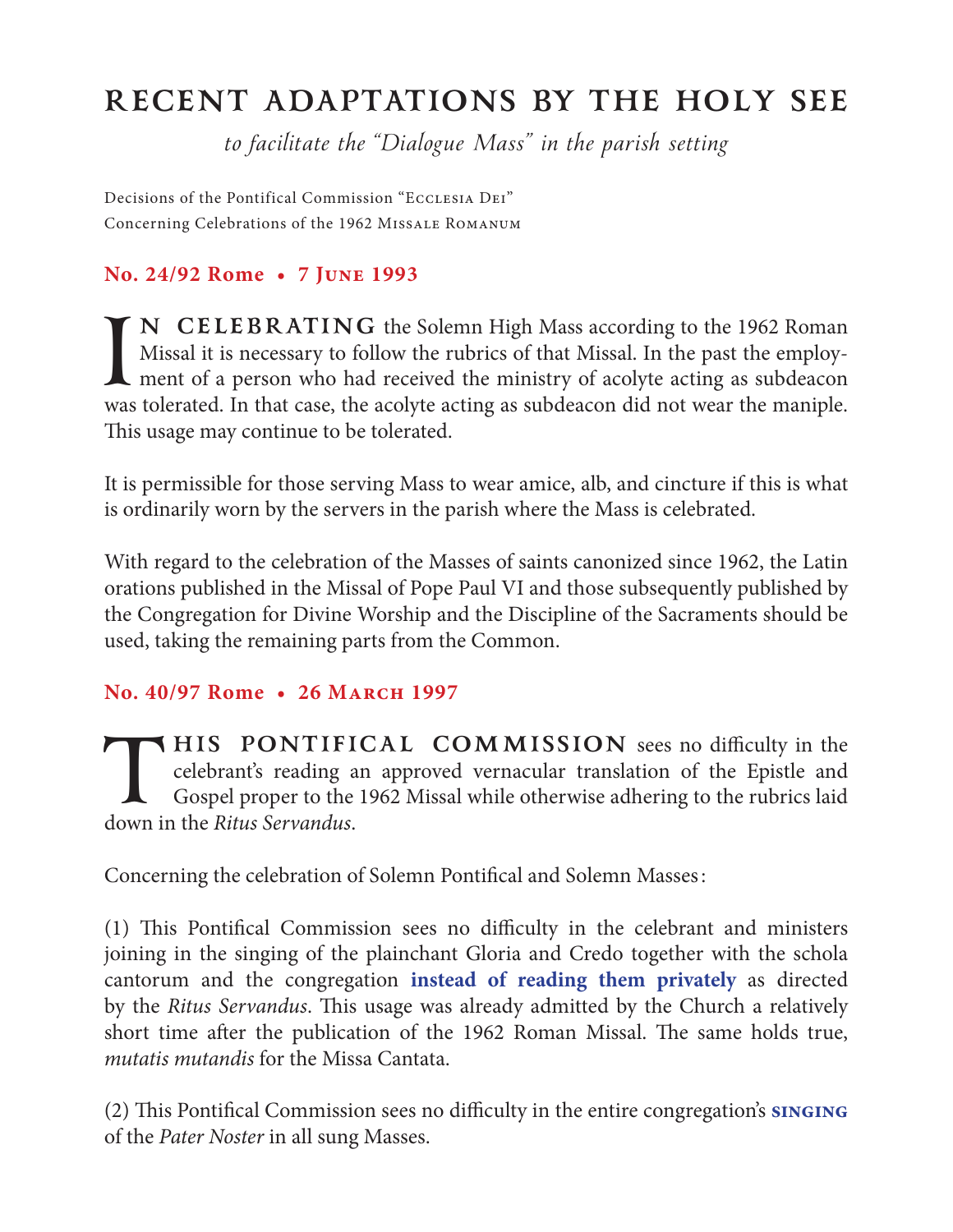# RECENT ADAPTATIONS BY THE HOLY SEE

*to facilitate the "Dialogue Mass" in the parish setting*

Decisions of the Pontifical Commission "Ecclesia Dei"
Concerning Celebrations of the 1962 Missale Romanum

### No. 24/92 Rome • 7 June 1993

**In celebrating** the Solemn High Mass according to the 1962 Roman Missal it is necessary to follow the rubrics of that Missal. In the past the employment of a person who had received the ministry of acolyte acting as subdeacon was tolerated. In that case, the acolyte acting as subdeacon did not wear the maniple. This usage may continue to be tolerated.

It is permissible for those serving Mass to wear amice, alb, and cincture if this is what is ordinarily worn by the servers in the parish where the Mass is celebrated.

With regard to the celebration of the Masses of saints canonized since 1962, the Latin orations published in the Missal of Pope Paul VI and those subsequently published by the Congregation for Divine Worship and the Discipline of the Sacraments should be used, taking the remaining parts from the Common.

### No. 40/97 Rome • 26 March 1997

**This Pontifical Commission** sees no difficulty in the celebrant's reading an approved vernacular translation of the Epistle and Gospel proper to the 1962 Missal while otherwise adhering to the rubrics laid down in the *Ritus Servandus*.

Concerning the celebration of Solemn Pontifical and Solemn Masses:

(1) This Pontifical Commission sees no difficulty in the celebrant and ministers joining in the singing of the plainchant Gloria and Credo together with the schola cantorum and the congregation **instead of reading them privately** as directed by the *Ritus Servandus*. This usage was already admitted by the Church a relatively short time after the publication of the 1962 Roman Missal. The same holds true, *mutatis mutandis* for the Missa Cantata.

(2) This Pontifical Commission sees no difficulty in the entire congregation's **singing** of the *Pater Noster* in all sung Masses.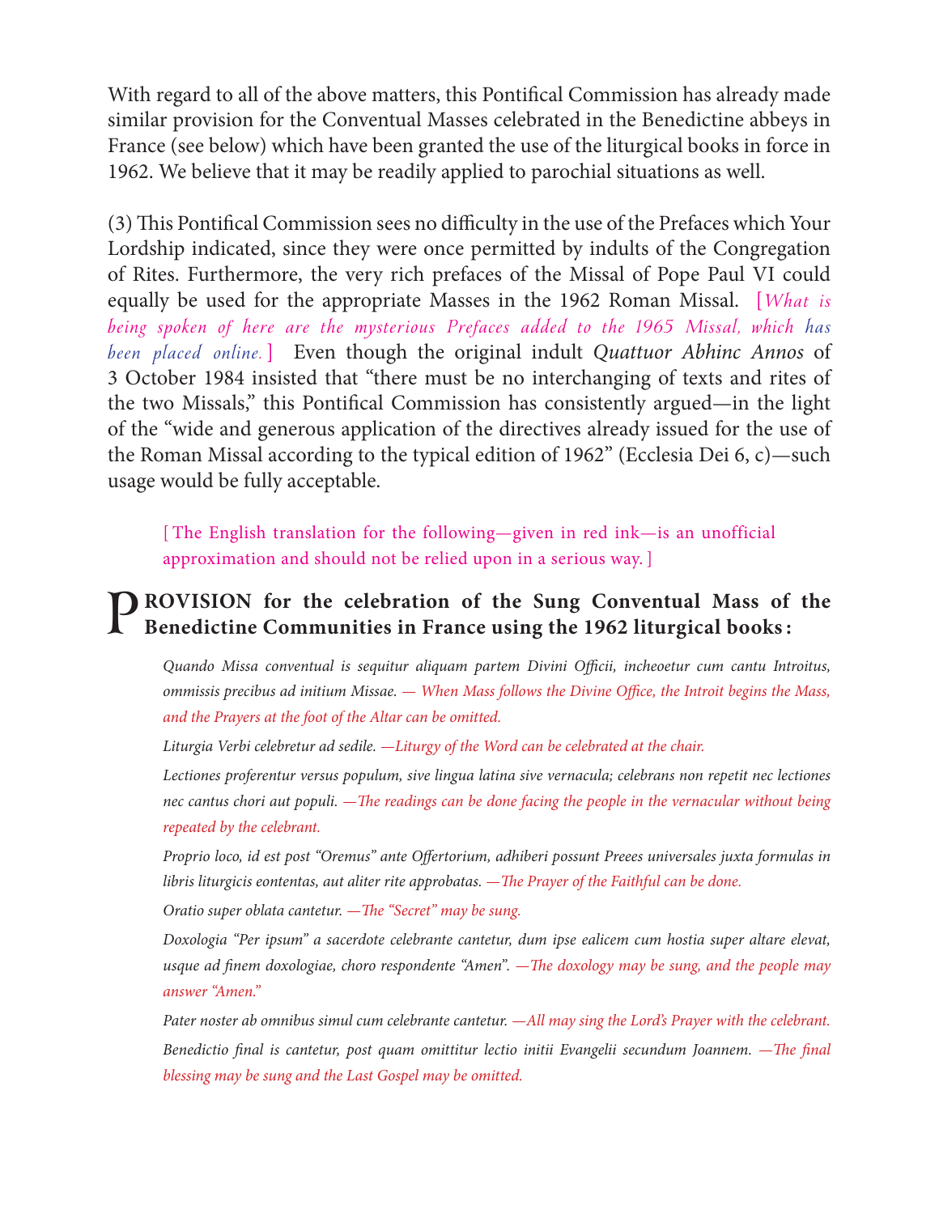With regard to all of the above matters, this Pontifical Commission has already made similar provision for the Conventual Masses celebrated in the Benedictine abbeys in France (see below) which have been granted the use of the liturgical books in force in 1962. We believe that it may be readily applied to parochial situations as well.

(3) This Pontifical Commission sees no difficulty in the use of the Prefaces which Your Lordship indicated, since they were once permitted by indults of the Congregation of Rites. Furthermore, the very rich prefaces of the Missal of Pope Paul VI could equally be used for the appropriate Masses in the 1962 Roman Missal. [*What is being spoken of here are the mysterious Prefaces added to the 1965 Missal, which has been placed online.*] Even though the original indult *Quattuor Abhinc Annos* of 3 October 1984 insisted that "there must be no interchanging of texts and rites of the two Missals," this Pontifical Commission has consistently argued—in the light of the "wide and generous application of the directives already issued for the use of the Roman Missal according to the typical edition of 1962" (Ecclesia Dei 6, c)—such usage would be fully acceptable.

> [The English translation for the following—given in red ink—is an unofficial approximation and should not be relied upon in a serious way.]

## PROVISION for the celebration of the Sung Conventual Mass of the Benedictine Communities in France using the 1962 liturgical books:

*Quando Missa conventual is sequitur aliquam partem Divini Officii, incheoetur cum cantu Introitus, ommissis precibus ad initium Missae. — When Mass follows the Divine Office, the Introit begins the Mass, and the Prayers at the foot of the Altar can be omitted.*

*Liturgia Verbi celebretur ad sedile. —Liturgy of the Word can be celebrated at the chair.*

*Lectiones proferentur versus populum, sive lingua latina sive vernacula; celebrans non repetit nec lectiones nec cantus chori aut populi. —The readings can be done facing the people in the vernacular without being repeated by the celebrant.*

*Proprio loco, id est post "Oremus" ante Offertorium, adhiberi possunt Preees universales juxta formulas in libris liturgicis eontentas, aut aliter rite approbatas. —The Prayer of the Faithful can be done.*

*Oratio super oblata cantetur. —The "Secret" may be sung.*

*Doxologia "Per ipsum" a sacerdote celebrante cantetur, dum ipse ealicem cum hostia super altare elevat, usque ad finem doxologiae, choro respondente "Amen". —The doxology may be sung, and the people may answer "Amen."*

*Pater noster ab omnibus simul cum celebrante cantetur. —All may sing the Lord's Prayer with the celebrant.*

*Benedictio final is cantetur, post quam omittitur lectio initii Evangelii secundum Joannem. —The final blessing may be sung and the Last Gospel may be omitted.*